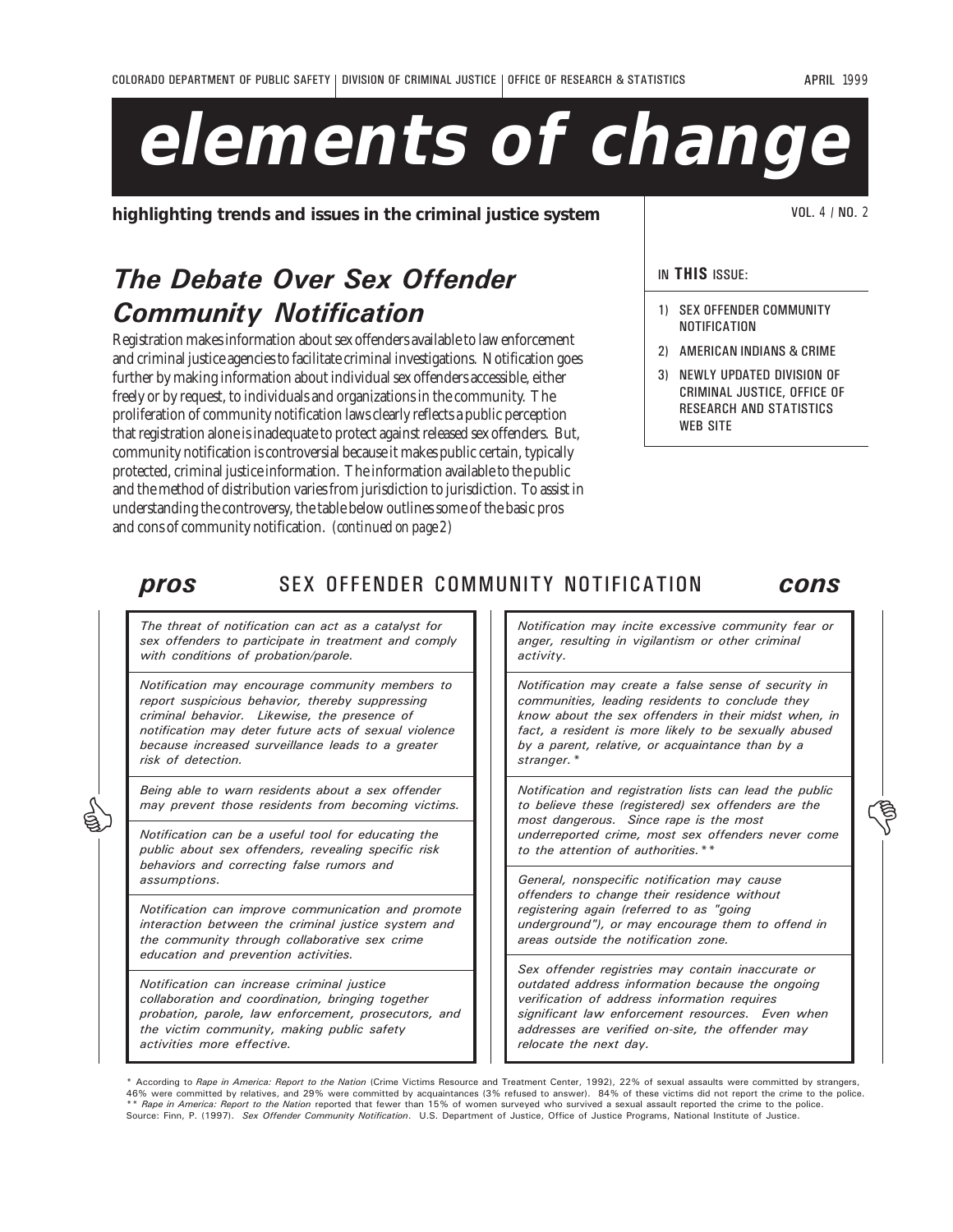COLORADO DEPARTMENT OF PUBLIC SAFETY | DIVISION OF CRIMINAL JUSTICE | OFFICE OF RESEARCH & STATISTICS

APRIL 1999

# elements of change

**highlighting trends and issues in the criminal justice system**

VOL. 4 / NO. 2

IN **THIS** ISSUE:

1) SEX OFFENDER COMMUNITY NOTIFICATION
2) AMERICAN INDIANS & CRIME
3) NEWLY UPDATED DIVISION OF CRIMINAL JUSTICE, OFFICE OF RESEARCH AND STATISTICS WEB SITE

## *The Debate Over Sex Offender Community Notification*

Registration makes information about sex offenders available to law enforcement and criminal justice agencies to facilitate criminal investigations. Notification goes further by making information about individual sex offenders accessible, either freely or by request, to individuals and organizations in the community. The proliferation of community notification laws clearly reflects a public perception that registration alone is inadequate to protect against released sex offenders. But, community notification is controversial because it makes public certain, typically protected, criminal justice information. The information available to the public and the method of distribution varies from jurisdiction to jurisdiction. To assist in understanding the controversy, the table below outlines some of the basic pros and cons of community notification. *(continued on page 2)*

### SEX OFFENDER COMMUNITY NOTIFICATION

| ***pros*** | ***cons*** |
|---|---|
| *The threat of notification can act as a catalyst for sex offenders to participate in treatment and comply with conditions of probation/parole.* | *Notification may incite excessive community fear or anger, resulting in vigilantism or other criminal activity.* |
| *Notification may encourage community members to report suspicious behavior, thereby suppressing criminal behavior. Likewise, the presence of notification may deter future acts of sexual violence because increased surveillance leads to a greater risk of detection.* | *Notification may create a false sense of security in communities, leading residents to conclude they know about the sex offenders in their midst when, in fact, a resident is more likely to be sexually abused by a parent, relative, or acquaintance than by a stranger.\** |
| *Being able to warn residents about a sex offender may prevent those residents from becoming victims.* | *Notification and registration lists can lead the public to believe these (registered) sex offenders are the most dangerous. Since rape is the most underreported crime, most sex offenders never come to the attention of authorities.\*\** |
| *Notification can be a useful tool for educating the public about sex offenders, revealing specific risk behaviors and correcting false rumors and assumptions.* | *General, nonspecific notification may cause offenders to change their residence without registering again (referred to as "going underground"), or may encourage them to offend in areas outside the notification zone.* |
| *Notification can improve communication and promote interaction between the criminal justice system and the community through collaborative sex crime education and prevention activities.* | *Sex offender registries may contain inaccurate or outdated address information because the ongoing verification of address information requires significant law enforcement resources. Even when addresses are verified on-site, the offender may relocate the next day.* |
| *Notification can increase criminal justice collaboration and coordination, bringing together probation, parole, law enforcement, prosecutors, and the victim community, making public safety activities more effective.* | |

\* According to *Rape in America: Report to the Nation* (Crime Victims Resource and Treatment Center, 1992), 22% of sexual assaults were committed by strangers, 46% were committed by relatives, and 29% were committed by acquaintances (3% refused to answer). 84% of these victims did not report the crime to the police.
\*\* *Rape in America: Report to the Nation* reported that fewer than 15% of women surveyed who survived a sexual assault reported the crime to the police.
Source: Finn, P. (1997). *Sex Offender Community Notification*. U.S. Department of Justice, Office of Justice Programs, National Institute of Justice.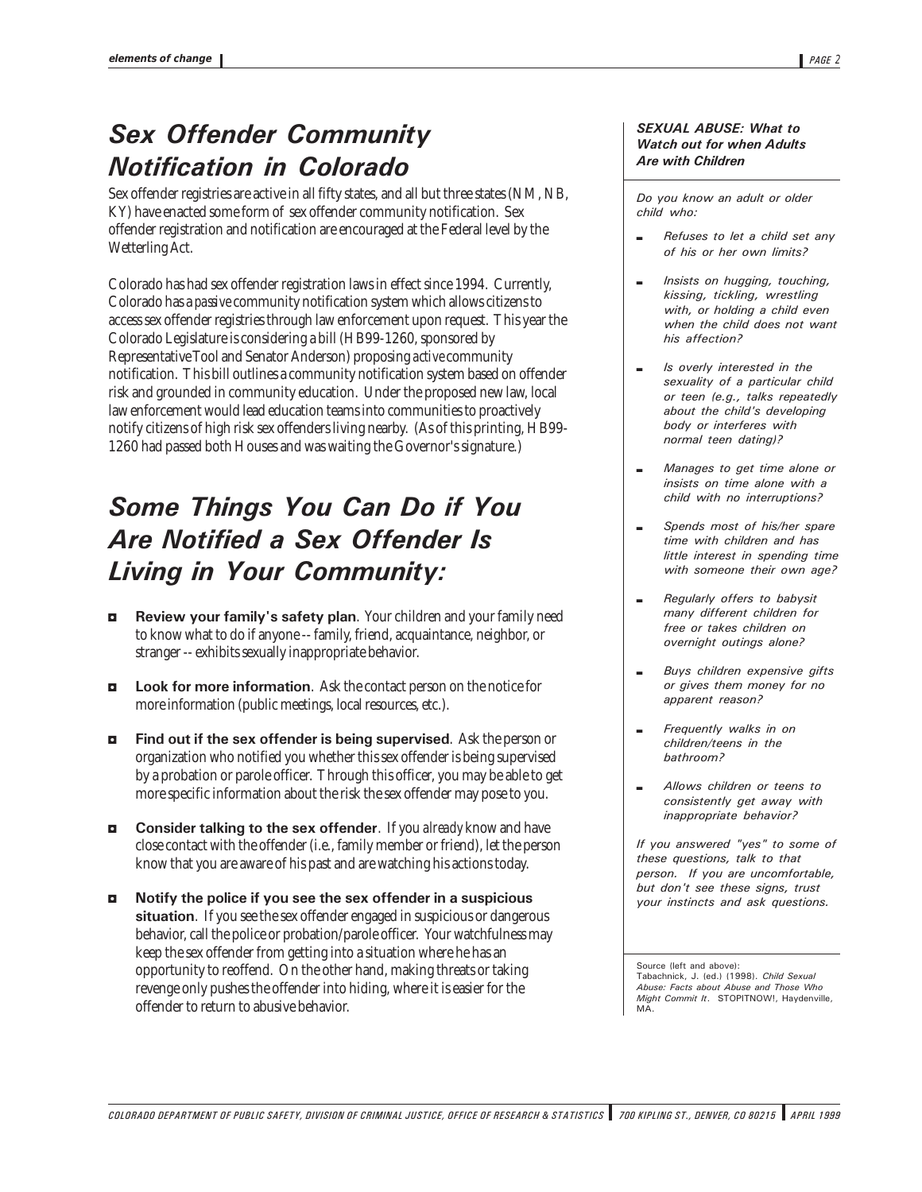## Sex Offender Community Notification in Colorado

Sex offender registries are active in all fifty states, and all but three states (NM, NB, KY) have enacted some form of sex offender community notification. Sex offender registration and notification are encouraged at the Federal level by the Wetterling Act.

Colorado has had sex offender registration laws in effect since 1994. Currently, Colorado has a *passive* community notification system which allows citizens to access sex offender registries through law enforcement upon request. This year the Colorado Legislature is considering a bill (HB99-1260, sponsored by Representative Tool and Senator Anderson) proposing *active* community notification. This bill outlines a community notification system based on offender risk and grounded in community education. Under the proposed new law, local law enforcement would lead education teams into communities to proactively notify citizens of high risk sex offenders living nearby. (As of this printing, HB99-1260 had passed both Houses and was waiting the Governor's signature.)

## Some Things You Can Do if You Are Notified a Sex Offender Is Living in Your Community:

- **Review your family's safety plan**. Your children and your family need to know what to do if anyone -- family, friend, acquaintance, neighbor, or stranger -- exhibits sexually inappropriate behavior.
- **Look for more information**. Ask the contact person on the notice for more information (public meetings, local resources, etc.).
- **Find out if the sex offender is being supervised**. Ask the person or organization who notified you whether this sex offender is being supervised by a probation or parole officer. Through this officer, you may be able to get more specific information about the risk the sex offender may pose to you.
- **Consider talking to the sex offender**. If you *already* know and have close contact with the offender (i.e., family member or friend), let the person know that you are aware of his past and are watching his actions today.
- **Notify the police if you see the sex offender in a suspicious situation**. If you see the sex offender engaged in suspicious or dangerous behavior, call the police or probation/parole officer. Your watchfulness may keep the sex offender from getting into a situation where he has an opportunity to reoffend. On the other hand, making threats or taking revenge only pushes the offender into hiding, where it is easier for the offender to return to abusive behavior.

### *SEXUAL ABUSE: What to Watch out for when Adults Are with Children*

*Do you know an adult or older child who:*

- *Refuses to let a child set any of his or her own limits?*
- *Insists on hugging, touching, kissing, tickling, wrestling with, or holding a child even when the child does not want his affection?*
- *Is overly interested in the sexuality of a particular child or teen (e.g., talks repeatedly about the child's developing body or interferes with normal teen dating)?*
- *Manages to get time alone or insists on time alone with a child with no interruptions?*
- *Spends most of his/her spare time with children and has little interest in spending time with someone their own age?*
- *Regularly offers to babysit many different children for free or takes children on overnight outings alone?*
- *Buys children expensive gifts or gives them money for no apparent reason?*
- *Frequently walks in on children/teens in the bathroom?*
- *Allows children or teens to consistently get away with inappropriate behavior?*

*If you answered "yes" to some of these questions, talk to that person. If you are uncomfortable, but don't see these signs, trust your instincts and ask questions.*

Source (left and above):
Tabachnick, J. (ed.) (1998). *Child Sexual Abuse: Facts about Abuse and Those Who Might Commit It*. STOPITNOW!, Haydenville, MA.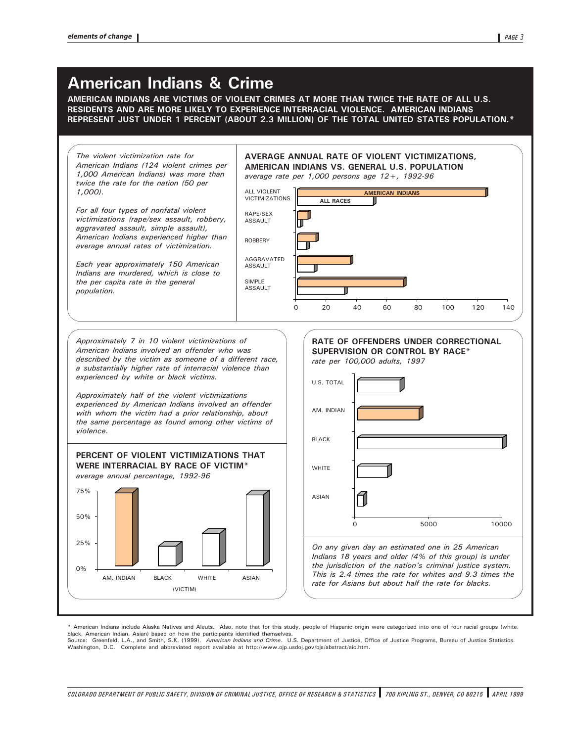# American Indians & Crime

**AMERICAN INDIANS ARE VICTIMS OF VIOLENT CRIMES AT MORE THAN TWICE THE RATE OF ALL U.S. RESIDENTS AND ARE MORE LIKELY TO EXPERIENCE INTERRACIAL VIOLENCE. AMERICAN INDIANS REPRESENT JUST UNDER 1 PERCENT (ABOUT 2.3 MILLION) OF THE TOTAL UNITED STATES POPULATION.***

*The violent victimization rate for American Indians (124 violent crimes per 1,000 American Indians) was more than twice the rate for the nation (50 per 1,000).*

*For all four types of nonfatal violent victimizations (rape/sex assault, robbery, aggravated assault, simple assault), American Indians experienced higher than average annual rates of victimization.*

*Each year approximately 150 American Indians are murdered, which is close to the per capita rate in the general population.*

### AVERAGE ANNUAL RATE OF VIOLENT VICTIMIZATIONS, AMERICAN INDIANS VS. GENERAL U.S. POPULATION

*average rate per 1,000 persons age 12+, 1992-96*

Categories: ALL VIOLENT VICTIMIZATIONS; RAPE/SEX ASSAULT; ROBBERY; AGGRAVATED ASSAULT; SIMPLE ASSAULT

Series: AMERICAN INDIANS; ALL RACES

Axis: 0, 20, 40, 60, 80, 100, 120, 140

*Approximately 7 in 10 violent victimizations of American Indians involved an offender who was described by the victim as someone of a different race, a substantially higher rate of interracial violence than experienced by white or black victims.*

*Approximately half of the violent victimizations experienced by American Indians involved an offender with whom the victim had a prior relationship, about the same percentage as found among other victims of violence.*

### PERCENT OF VIOLENT VICTIMIZATIONS THAT WERE INTERRACIAL BY RACE OF VICTIM*

*average annual percentage, 1992-96*

Axis: 0%, 25%, 50%, 75%

Categories (VICTIM): AM. INDIAN; BLACK; WHITE; ASIAN

### RATE OF OFFENDERS UNDER CORRECTIONAL SUPERVISION OR CONTROL BY RACE*

*rate per 100,000 adults, 1997*

Categories: U.S. TOTAL; AM. INDIAN; BLACK; WHITE; ASIAN

Axis: 0, 5000, 10000

*On any given day an estimated one in 25 American Indians 18 years and older (4% of this group) is under the jurisdiction of the nation's criminal justice system. This is 2.4 times the rate for whites and 9.3 times the rate for Asians but about half the rate for blacks.*

\* American Indians include Alaska Natives and Aleuts. Also, note that for this study, people of Hispanic origin were categorized into one of four racial groups (white, black, American Indian, Asian) based on how the participants identified themselves.

Source: Greenfeld, L.A., and Smith, S.K. (1999). *American Indians and Crime*. U.S. Department of Justice, Office of Justice Programs, Bureau of Justice Statistics. Washington, D.C. Complete and abbreviated report available at http://www.ojp.usdoj.gov/bjs/abstract/aic.htm.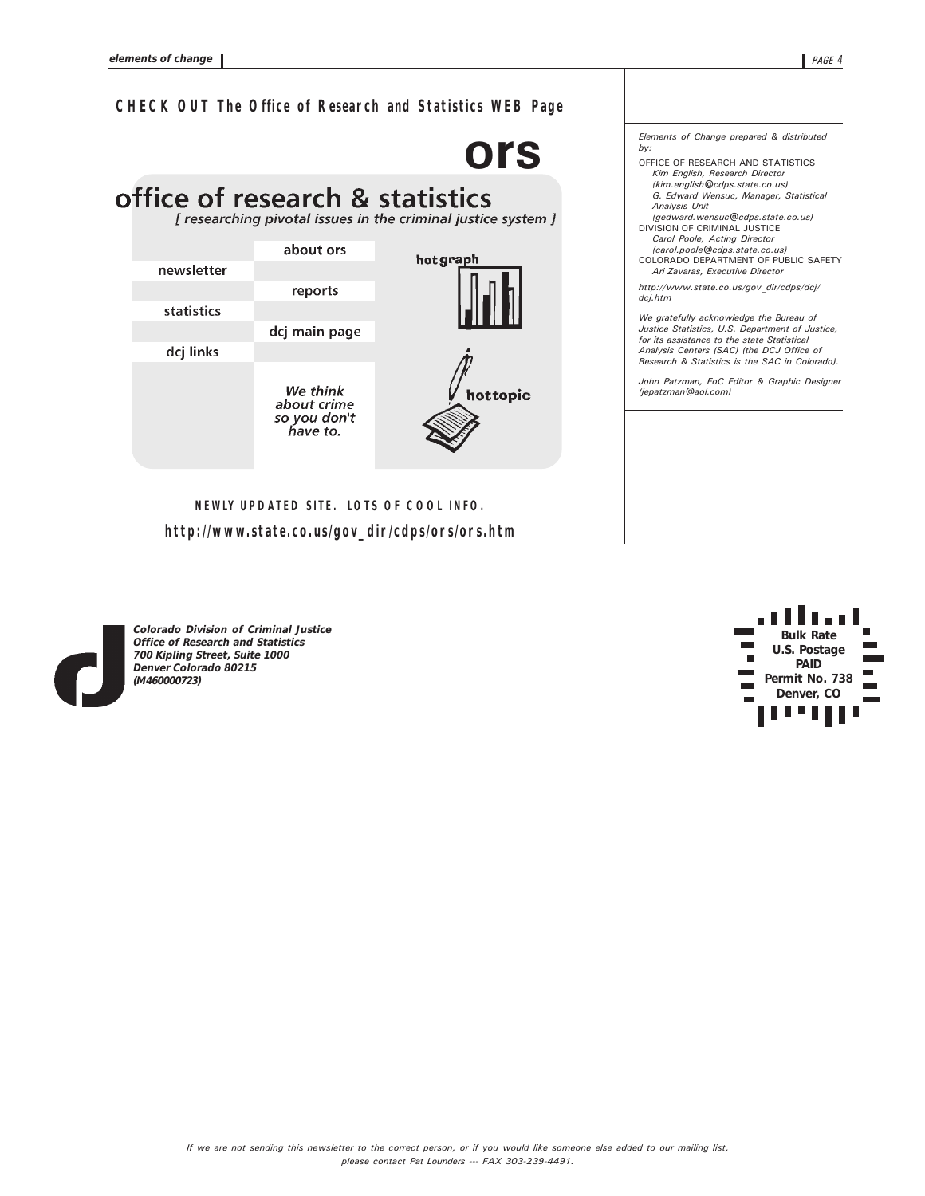## CHECK OUT The Office of Research and Statistics WEB Page

**ors**

office of research & statistics

*[ researching pivotal issues in the criminal justice system ]*

about ors

newsletter

reports

statistics

dcj main page

dcj links

hotgraph

*We think about crime so you don't have to.*

hottopic

**NEWLY UPDATED SITE. LOTS OF COOL INFO.**

**http://www.state.co.us/gov_dir/cdps/ors/ors.htm**

*Elements of Change prepared & distributed by:*

OFFICE OF RESEARCH AND STATISTICS
*Kim English, Research Director*
*(kim.english@cdps.state.co.us)*
*G. Edward Wensuc, Manager, Statistical Analysis Unit*
*(gedward.wensuc@cdps.state.co.us)*
DIVISION OF CRIMINAL JUSTICE
*Carol Poole, Acting Director*
*(carol.poole@cdps.state.co.us)*
COLORADO DEPARTMENT OF PUBLIC SAFETY
*Ari Zavaras, Executive Director*

*http://www.state.co.us/gov_dir/cdps/dcj/dcj.htm*

*We gratefully acknowledge the Bureau of Justice Statistics, U.S. Department of Justice, for its assistance to the state Statistical Analysis Centers (SAC) (the DCJ Office of Research & Statistics is the SAC in Colorado).*

*John Patzman, EoC Editor & Graphic Designer (jepatzman@aol.com)*

***Colorado Division of Criminal Justice***
***Office of Research and Statistics***
***700 Kipling Street, Suite 1000***
***Denver Colorado 80215***
***(M460000723)***

**Bulk Rate**
**U.S. Postage**
**PAID**
**Permit No. 738**
**Denver, CO**

*If we are not sending this newsletter to the correct person, or if you would like someone else added to our mailing list, please contact Pat Lounders --- FAX 303-239-4491.*